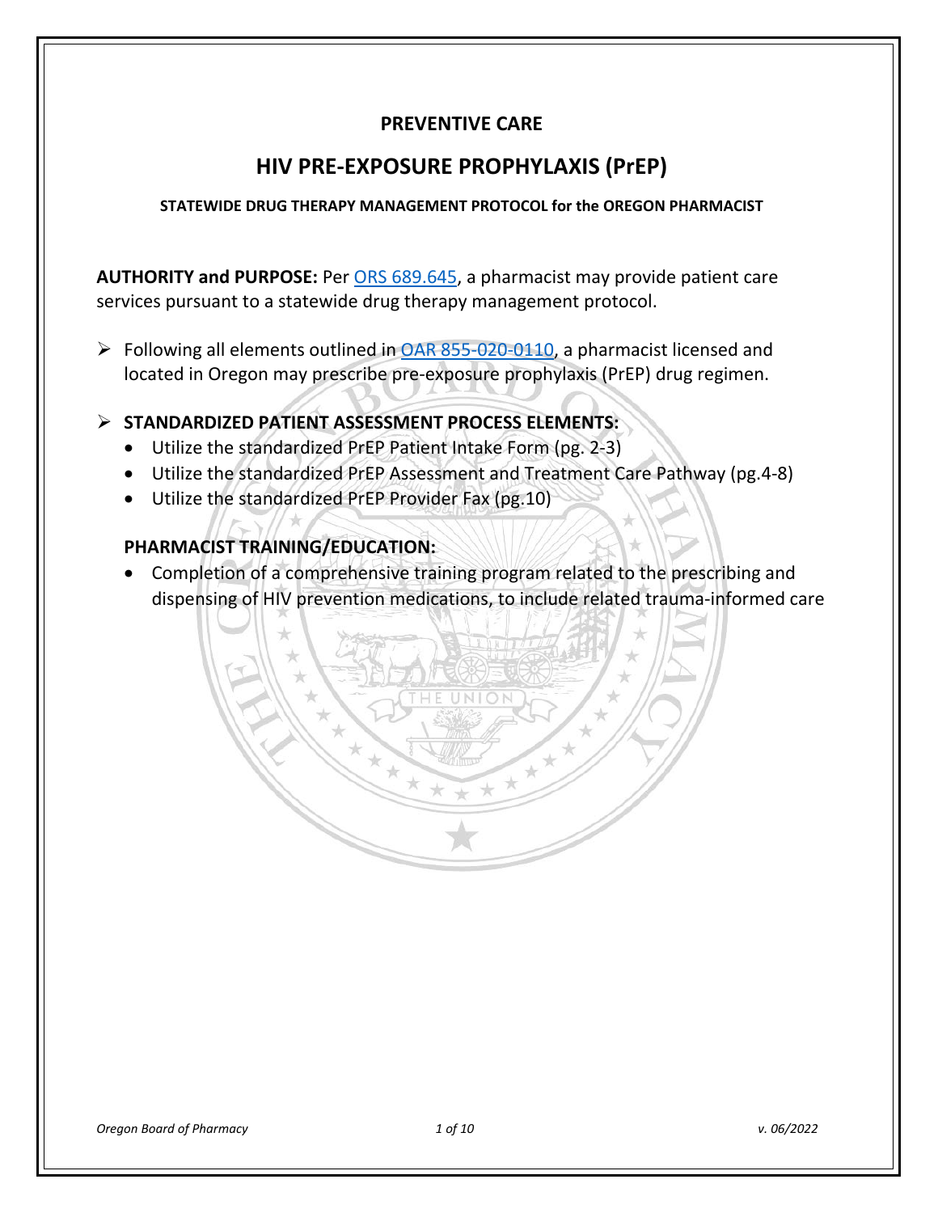**PREVENTIVE CARE**

# HIV PRE-EXPOSURE PROPHYLAXIS (PrEP)

**STATEWIDE DRUG THERAPY MANAGEMENT PROTOCOL for the OREGON PHARMACIST**

**AUTHORITY and PURPOSE:** Per [ORS 689.645](ORS 689.645), a pharmacist may provide patient care services pursuant to a statewide drug therapy management protocol.

- Following all elements outlined in [OAR 855-020-0110](OAR 855-020-0110), a pharmacist licensed and located in Oregon may prescribe pre-exposure prophylaxis (PrEP) drug regimen.
- **STANDARDIZED PATIENT ASSESSMENT PROCESS ELEMENTS:**
  - Utilize the standardized PrEP Patient Intake Form (pg. 2-3)
  - Utilize the standardized PrEP Assessment and Treatment Care Pathway (pg.4-8)
  - Utilize the standardized PrEP Provider Fax (pg.10)

**PHARMACIST TRAINING/EDUCATION:**

- Completion of a comprehensive training program related to the prescribing and dispensing of HIV prevention medications, to include related trauma-informed care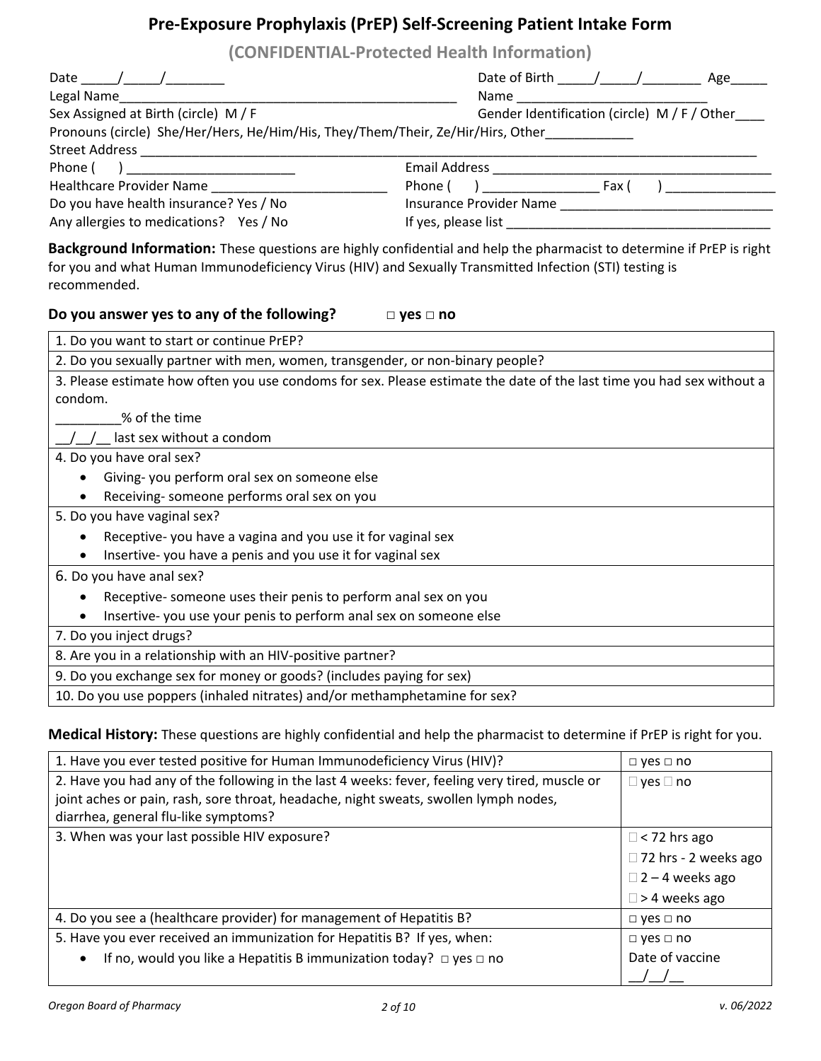# Pre-Exposure Prophylaxis (PrEP) Self-Screening Patient Intake Form

## (CONFIDENTIAL-Protected Health Information)

Date _____/_____/________ Date of Birth _____/_____/________ Age_____

Legal Name_______________________________________________ Name __________________________

Sex Assigned at Birth (circle) M / F Gender Identification (circle) M / F / Other____

Pronouns (circle) She/Her/Hers, He/Him/His, They/Them/Their, Ze/Hir/Hirs, Other____________

Street Address ________________________________________________________________________________________

Phone ( ) _______________________ Email Address ______________________________________

Healthcare Provider Name _________________________ Phone ( ) ________________ Fax ( ) _______________

Do you have health insurance? Yes / No Insurance Provider Name _____________________________

Any allergies to medications? Yes / No If yes, please list ____________________________________

**Background Information:** These questions are highly confidential and help the pharmacist to determine if PrEP is right for you and what Human Immunodeficiency Virus (HIV) and Sexually Transmitted Infection (STI) testing is recommended.

**Do you answer yes to any of the following? □ yes □ no**

| |
|---|
| 1. Do you want to start or continue PrEP? |
| 2. Do you sexually partner with men, women, transgender, or non-binary people? |
| 3. Please estimate how often you use condoms for sex. Please estimate the date of the last time you had sex without a condom.<br>_________% of the time<br>__/__/__ last sex without a condom |
| 4. Do you have oral sex?<br>• Giving- you perform oral sex on someone else<br>• Receiving- someone performs oral sex on you |
| 5. Do you have vaginal sex?<br>• Receptive- you have a vagina and you use it for vaginal sex<br>• Insertive- you have a penis and you use it for vaginal sex |
| 6. Do you have anal sex?<br>• Receptive- someone uses their penis to perform anal sex on you<br>• Insertive- you use your penis to perform anal sex on someone else |
| 7. Do you inject drugs? |
| 8. Are you in a relationship with an HIV-positive partner? |
| 9. Do you exchange sex for money or goods? (includes paying for sex) |
| 10. Do you use poppers (inhaled nitrates) and/or methamphetamine for sex? |

**Medical History:** These questions are highly confidential and help the pharmacist to determine if PrEP is right for you.

| | |
|---|---|
| 1. Have you ever tested positive for Human Immunodeficiency Virus (HIV)? | □ yes □ no |
| 2. Have you had any of the following in the last 4 weeks: fever, feeling very tired, muscle or joint aches or pain, rash, sore throat, headache, night sweats, swollen lymph nodes, diarrhea, general flu-like symptoms? | □ yes □ no |
| 3. When was your last possible HIV exposure? | □ < 72 hrs ago<br>□ 72 hrs - 2 weeks ago<br>□ 2 – 4 weeks ago<br>□ > 4 weeks ago |
| 4. Do you see a (healthcare provider) for management of Hepatitis B? | □ yes □ no |
| 5. Have you ever received an immunization for Hepatitis B? If yes, when:<br>• If no, would you like a Hepatitis B immunization today? □ yes □ no | □ yes □ no<br>Date of vaccine<br>__/__/__ |

*Oregon Board of Pharmacy* *v. 06/2022*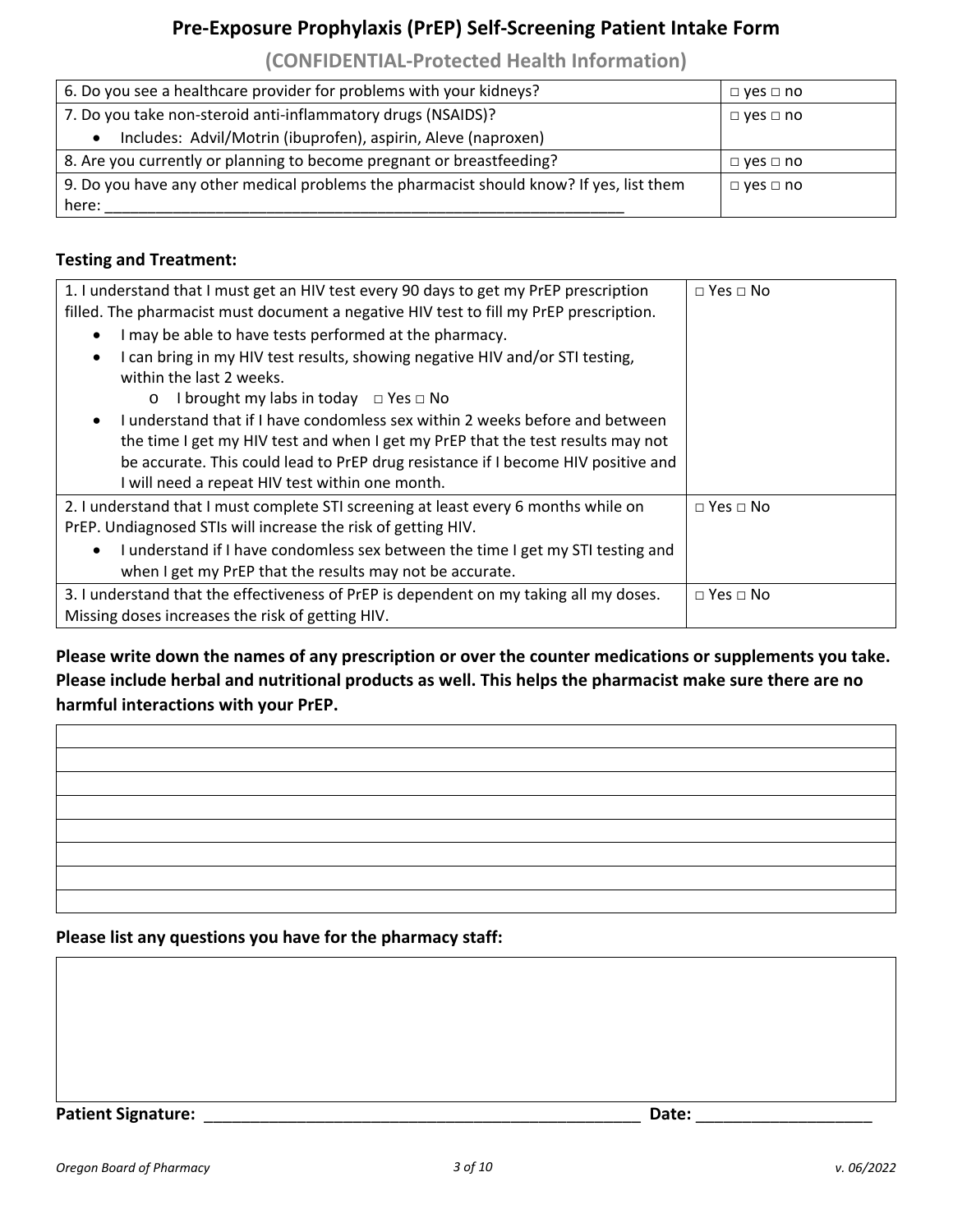# Pre-Exposure Prophylaxis (PrEP) Self-Screening Patient Intake Form

## (CONFIDENTIAL-Protected Health Information)

| | |
|---|---|
| 6. Do you see a healthcare provider for problems with your kidneys? | □ yes □ no |
| 7. Do you take non-steroid anti-inflammatory drugs (NSAIDS)?<br>• Includes: Advil/Motrin (ibuprofen), aspirin, Aleve (naproxen) | □ yes □ no |
| 8. Are you currently or planning to become pregnant or breastfeeding? | □ yes □ no |
| 9. Do you have any other medical problems the pharmacist should know? If yes, list them here: ____________________________________________________________ | □ yes □ no |

### Testing and Treatment:

| | |
|---|---|
| 1. I understand that I must get an HIV test every 90 days to get my PrEP prescription filled. The pharmacist must document a negative HIV test to fill my PrEP prescription.<br>• I may be able to have tests performed at the pharmacy.<br>• I can bring in my HIV test results, showing negative HIV and/or STI testing, within the last 2 weeks.<br>&nbsp;&nbsp;&nbsp;&nbsp;o I brought my labs in today □ Yes □ No<br>• I understand that if I have condomless sex within 2 weeks before and between the time I get my HIV test and when I get my PrEP that the test results may not be accurate. This could lead to PrEP drug resistance if I become HIV positive and I will need a repeat HIV test within one month. | □ Yes □ No |
| 2. I understand that I must complete STI screening at least every 6 months while on PrEP. Undiagnosed STIs will increase the risk of getting HIV.<br>• I understand if I have condomless sex between the time I get my STI testing and when I get my PrEP that the results may not be accurate. | □ Yes □ No |
| 3. I understand that the effectiveness of PrEP is dependent on my taking all my doses. Missing doses increases the risk of getting HIV. | □ Yes □ No |

**Please write down the names of any prescription or over the counter medications or supplements you take. Please include herbal and nutritional products as well. This helps the pharmacist make sure there are no harmful interactions with your PrEP.**

| |
|---|
| |
| |
| |
| |
| |
| |
| |
| |

**Please list any questions you have for the pharmacy staff:**

| |
|---|
| |

**Patient Signature:** ____________________________________________ **Date:** ________________

*Oregon Board of Pharmacy* *v. 06/2022*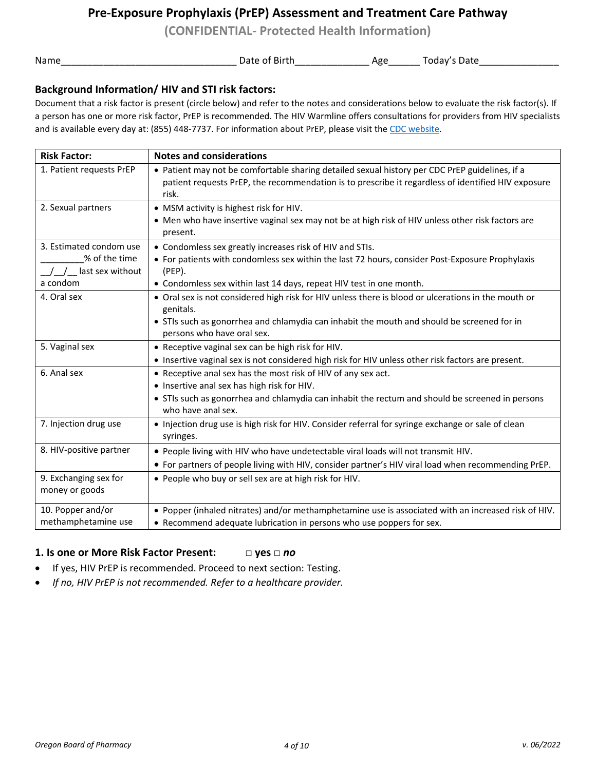# Pre-Exposure Prophylaxis (PrEP) Assessment and Treatment Care Pathway

**(CONFIDENTIAL- Protected Health Information)**

Name_________________________________ Date of Birth______________ Age______ Today's Date_______________

### Background Information/ HIV and STI risk factors:

Document that a risk factor is present (circle below) and refer to the notes and considerations below to evaluate the risk factor(s). If a person has one or more risk factor, PrEP is recommended. The HIV Warmline offers consultations for providers from HIV specialists and is available every day at: (855) 448-7737. For information about PrEP, please visit the CDC website.

| Risk Factor: | Notes and considerations |
|---|---|
| 1. Patient requests PrEP | • Patient may not be comfortable sharing detailed sexual history per CDC PrEP guidelines, if a patient requests PrEP, the recommendation is to prescribe it regardless of identified HIV exposure risk. |
| 2. Sexual partners | • MSM activity is highest risk for HIV.<br>• Men who have insertive vaginal sex may not be at high risk of HIV unless other risk factors are present. |
| 3. Estimated condom use _________% of the time __/__/__ last sex without a condom | • Condomless sex greatly increases risk of HIV and STIs.<br>• For patients with condomless sex within the last 72 hours, consider Post-Exposure Prophylaxis (PEP).<br>• Condomless sex within last 14 days, repeat HIV test in one month. |
| 4. Oral sex | • Oral sex is not considered high risk for HIV unless there is blood or ulcerations in the mouth or genitals.<br>• STIs such as gonorrhea and chlamydia can inhabit the mouth and should be screened for in persons who have oral sex. |
| 5. Vaginal sex | • Receptive vaginal sex can be high risk for HIV.<br>• Insertive vaginal sex is not considered high risk for HIV unless other risk factors are present. |
| 6. Anal sex | • Receptive anal sex has the most risk of HIV of any sex act.<br>• Insertive anal sex has high risk for HIV.<br>• STIs such as gonorrhea and chlamydia can inhabit the rectum and should be screened in persons who have anal sex. |
| 7. Injection drug use | • Injection drug use is high risk for HIV. Consider referral for syringe exchange or sale of clean syringes. |
| 8. HIV-positive partner | • People living with HIV who have undetectable viral loads will not transmit HIV.<br>• For partners of people living with HIV, consider partner's HIV viral load when recommending PrEP. |
| 9. Exchanging sex for money or goods | • People who buy or sell sex are at high risk for HIV. |
| 10. Popper and/or methamphetamine use | • Popper (inhaled nitrates) and/or methamphetamine use is associated with an increased risk of HIV.<br>• Recommend adequate lubrication in persons who use poppers for sex. |

### 1. Is one or More Risk Factor Present: □ yes □ *no*

- If yes, HIV PrEP is recommended. Proceed to next section: Testing.
- *If no, HIV PrEP is not recommended. Refer to a healthcare provider.*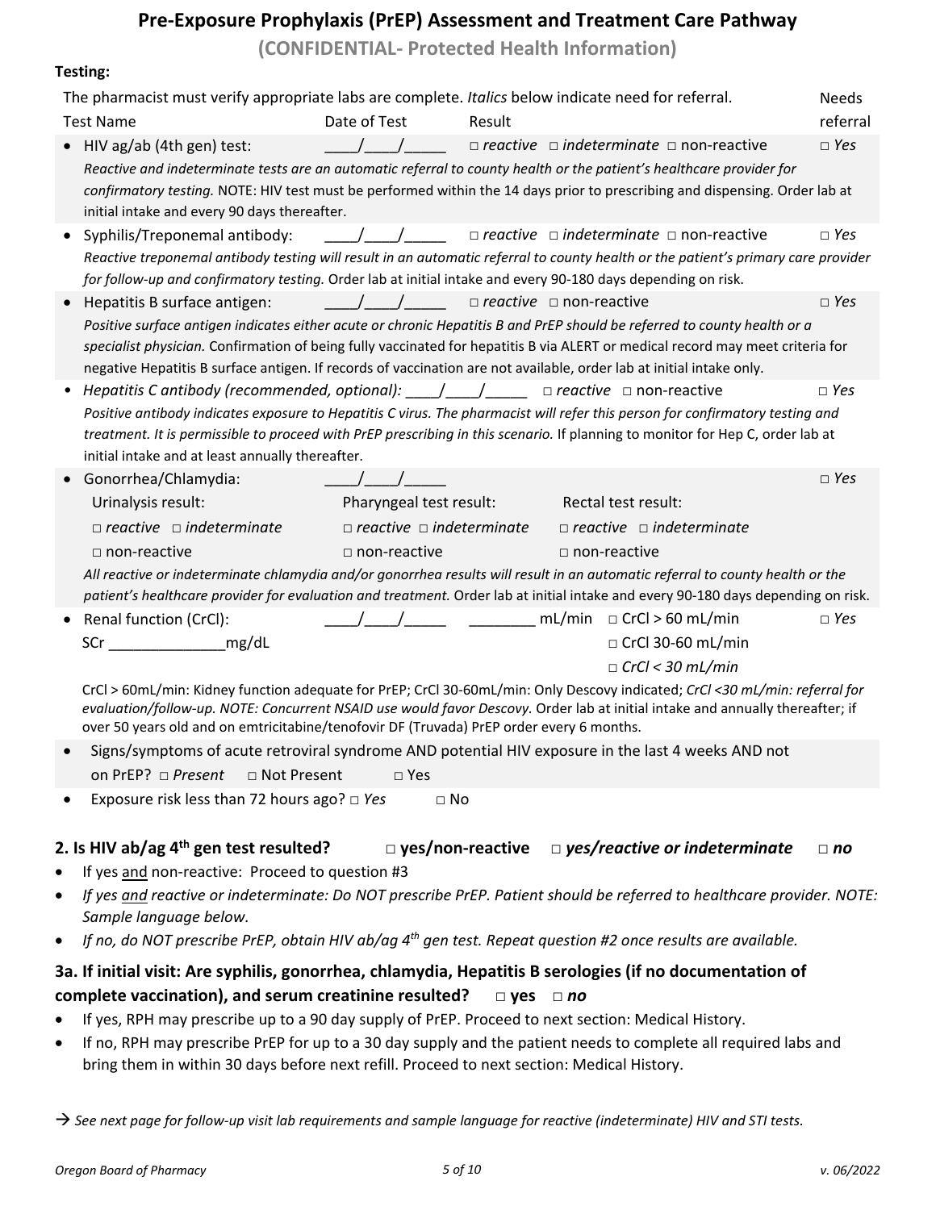# Pre-Exposure Prophylaxis (PrEP) Assessment and Treatment Care Pathway

**(CONFIDENTIAL- Protected Health Information)**

**Testing:**

The pharmacist must verify appropriate labs are complete. *Italics* below indicate need for referral.

| Test Name | Date of Test | Result | Needs referral |
|---|---|---|---|
| HIV ag/ab (4th gen) test: | ____/____/_____ | □ *reactive* □ *indeterminate* □ non-reactive | □ *Yes* |

*Reactive and indeterminate tests are an automatic referral to county health or the patient's healthcare provider for confirmatory testing.* NOTE: HIV test must be performed within the 14 days prior to prescribing and dispensing. Order lab at initial intake and every 90 days thereafter.

| Test Name | Date of Test | Result | Needs referral |
|---|---|---|---|
| Syphilis/Treponemal antibody: | ____/____/_____ | □ *reactive* □ *indeterminate* □ non-reactive | □ *Yes* |

*Reactive treponemal antibody testing will result in an automatic referral to county health or the patient's primary care provider for follow-up and confirmatory testing.* Order lab at initial intake and every 90-180 days depending on risk.

| Test Name | Date of Test | Result | Needs referral |
|---|---|---|---|
| Hepatitis B surface antigen: | ____/____/_____ | □ *reactive* □ non-reactive | □ *Yes* |

*Positive surface antigen indicates either acute or chronic Hepatitis B and PrEP should be referred to county health or a specialist physician.* Confirmation of being fully vaccinated for hepatitis B via ALERT or medical record may meet criteria for negative Hepatitis B surface antigen. If records of vaccination are not available, order lab at initial intake only.

| Test Name | Date of Test | Result | Needs referral |
|---|---|---|---|
| *Hepatitis C antibody (recommended, optional):* | ____/____/_____ | □ *reactive* □ non-reactive | □ *Yes* |

*Positive antibody indicates exposure to Hepatitis C virus. The pharmacist will refer this person for confirmatory testing and treatment. It is permissible to proceed with PrEP prescribing in this scenario.* If planning to monitor for Hep C, order lab at initial intake and at least annually thereafter.

| Test Name | Date of Test | | Needs referral |
|---|---|---|---|
| Gonorrhea/Chlamydia: | ____/____/_____ | | □ *Yes* |

| Urinalysis result: | Pharyngeal test result: | Rectal test result: |
|---|---|---|
| □ *reactive* □ *indeterminate* | □ *reactive* □ *indeterminate* | □ *reactive* □ *indeterminate* |
| □ non-reactive | □ non-reactive | □ non-reactive |

*All reactive or indeterminate chlamydia and/or gonorrhea results will result in an automatic referral to county health or the patient's healthcare provider for evaluation and treatment.* Order lab at initial intake and every 90-180 days depending on risk.

| Test Name | Date of Test | Result | | Needs referral |
|---|---|---|---|---|
| Renal function (CrCl): | ____/____/_____ | ________ mL/min | □ CrCl > 60 mL/min | □ *Yes* |
| SCr ______________mg/dL | | | □ CrCl 30-60 mL/min | |
| | | | □ *CrCl < 30 mL/min* | |

CrCl > 60mL/min: Kidney function adequate for PrEP; CrCl 30-60mL/min: Only Descovy indicated; *CrCl <30 mL/min: referral for evaluation/follow-up. NOTE: Concurrent NSAID use would favor Descovy.* Order lab at initial intake and annually thereafter; if over 50 years old and on emtricitabine/tenofovir DF (Truvada) PrEP order every 6 months.

- Signs/symptoms of acute retroviral syndrome AND potential HIV exposure in the last 4 weeks AND not on PrEP? □ *Present* □ Not Present □ Yes
- Exposure risk less than 72 hours ago? □ *Yes* □ No

## 2. Is HIV ab/ag 4th gen test resulted? □ yes/non-reactive □ *yes/reactive or indeterminate* □ *no*

- If yes and non-reactive: Proceed to question #3
- *If yes and reactive or indeterminate: Do NOT prescribe PrEP. Patient should be referred to healthcare provider. NOTE: Sample language below.*
- *If no, do NOT prescribe PrEP, obtain HIV ab/ag 4th gen test. Repeat question #2 once results are available.*

## 3a. If initial visit: Are syphilis, gonorrhea, chlamydia, Hepatitis B serologies (if no documentation of complete vaccination), and serum creatinine resulted? □ yes □ *no*

- If yes, RPH may prescribe up to a 90 day supply of PrEP. Proceed to next section: Medical History.
- If no, RPH may prescribe PrEP for up to a 30 day supply and the patient needs to complete all required labs and bring them in within 30 days before next refill. Proceed to next section: Medical History.

→ *See next page for follow-up visit lab requirements and sample language for reactive (indeterminate) HIV and STI tests.*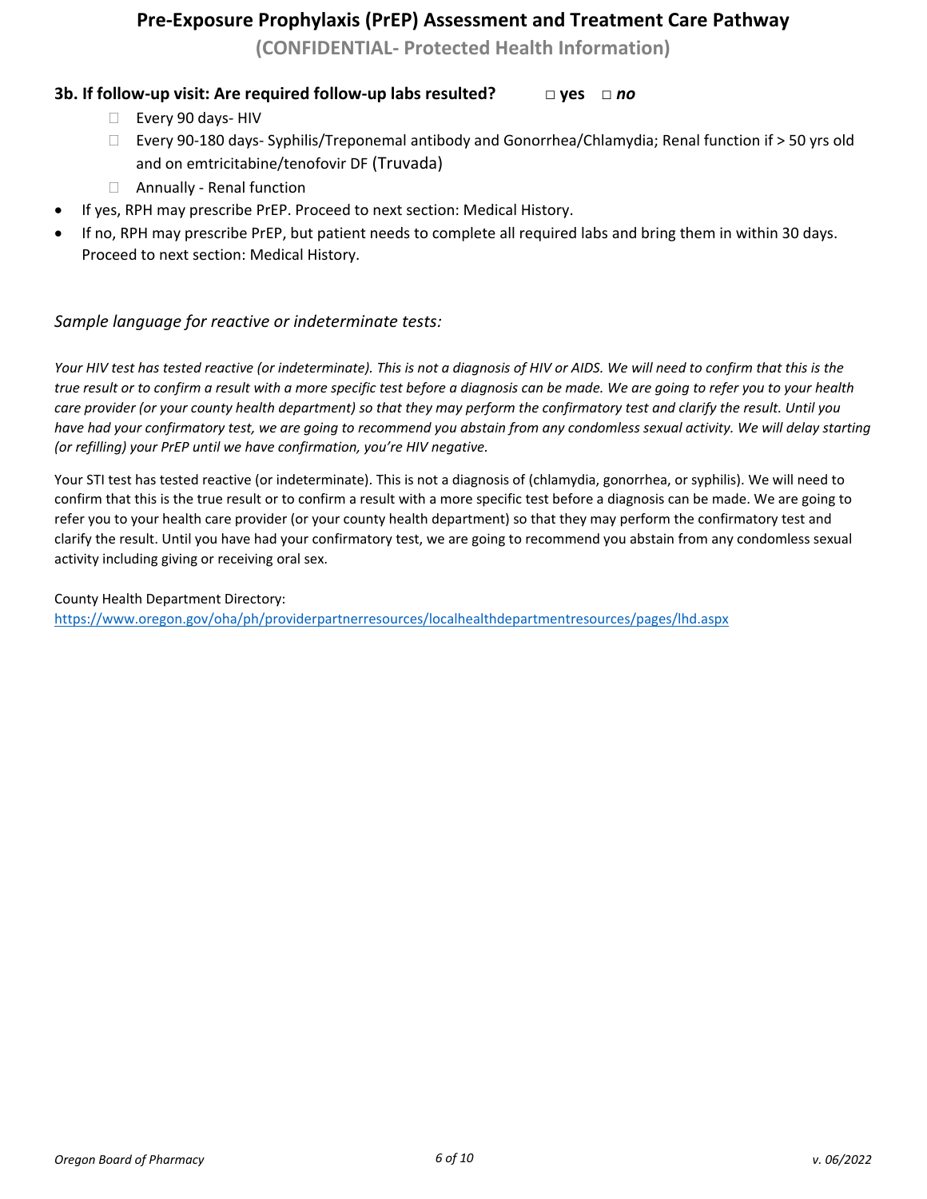# Pre-Exposure Prophylaxis (PrEP) Assessment and Treatment Care Pathway

**(CONFIDENTIAL- Protected Health Information)**

### 3b. If follow-up visit: Are required follow-up labs resulted? □ yes □ *no*

- □ Every 90 days- HIV
- □ Every 90-180 days- Syphilis/Treponemal antibody and Gonorrhea/Chlamydia; Renal function if > 50 yrs old and on emtricitabine/tenofovir DF (Truvada)
- □ Annually - Renal function

- If yes, RPH may prescribe PrEP. Proceed to next section: Medical History.
- If no, RPH may prescribe PrEP, but patient needs to complete all required labs and bring them in within 30 days. Proceed to next section: Medical History.

*Sample language for reactive or indeterminate tests:*

*Your HIV test has tested reactive (or indeterminate). This is not a diagnosis of HIV or AIDS. We will need to confirm that this is the true result or to confirm a result with a more specific test before a diagnosis can be made. We are going to refer you to your health care provider (or your county health department) so that they may perform the confirmatory test and clarify the result. Until you have had your confirmatory test, we are going to recommend you abstain from any condomless sexual activity. We will delay starting (or refilling) your PrEP until we have confirmation, you're HIV negative.*

Your STI test has tested reactive (or indeterminate). This is not a diagnosis of (chlamydia, gonorrhea, or syphilis). We will need to confirm that this is the true result or to confirm a result with a more specific test before a diagnosis can be made. We are going to refer you to your health care provider (or your county health department) so that they may perform the confirmatory test and clarify the result. Until you have had your confirmatory test, we are going to recommend you abstain from any condomless sexual activity including giving or receiving oral sex.

County Health Department Directory:
https://www.oregon.gov/oha/ph/providerpartnerresources/localhealthdepartmentresources/pages/lhd.aspx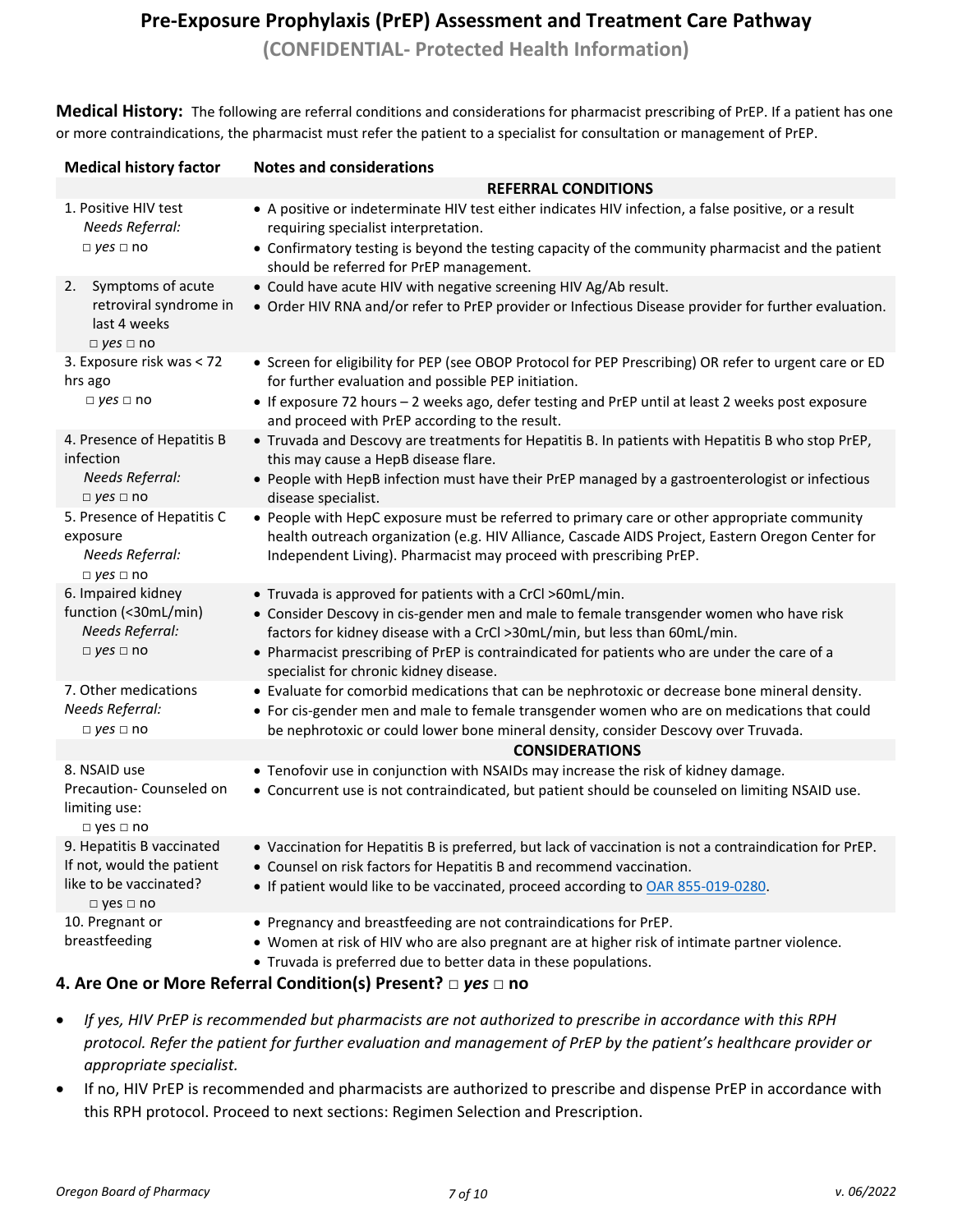# Pre-Exposure Prophylaxis (PrEP) Assessment and Treatment Care Pathway

## (CONFIDENTIAL- Protected Health Information)

**Medical History:** The following are referral conditions and considerations for pharmacist prescribing of PrEP. If a patient has one or more contraindications, the pharmacist must refer the patient to a specialist for consultation or management of PrEP.

| Medical history factor | Notes and considerations |
|---|---|
| | **REFERRAL CONDITIONS** |
| 1. Positive HIV test<br>*Needs Referral:*<br>□ *yes* □ no | • A positive or indeterminate HIV test either indicates HIV infection, a false positive, or a result requiring specialist interpretation.<br>• Confirmatory testing is beyond the testing capacity of the community pharmacist and the patient should be referred for PrEP management. |
| 2. Symptoms of acute retroviral syndrome in last 4 weeks<br>□ *yes* □ no | • Could have acute HIV with negative screening HIV Ag/Ab result.<br>• Order HIV RNA and/or refer to PrEP provider or Infectious Disease provider for further evaluation. |
| 3. Exposure risk was < 72 hrs ago<br>□ *yes* □ no | • Screen for eligibility for PEP (see OBOP Protocol for PEP Prescribing) OR refer to urgent care or ED for further evaluation and possible PEP initiation.<br>• If exposure 72 hours – 2 weeks ago, defer testing and PrEP until at least 2 weeks post exposure and proceed with PrEP according to the result. |
| 4. Presence of Hepatitis B infection<br>*Needs Referral:*<br>□ *yes* □ no | • Truvada and Descovy are treatments for Hepatitis B. In patients with Hepatitis B who stop PrEP, this may cause a HepB disease flare.<br>• People with HepB infection must have their PrEP managed by a gastroenterologist or infectious disease specialist. |
| 5. Presence of Hepatitis C exposure<br>*Needs Referral:*<br>□ *yes* □ no | • People with HepC exposure must be referred to primary care or other appropriate community health outreach organization (e.g. HIV Alliance, Cascade AIDS Project, Eastern Oregon Center for Independent Living). Pharmacist may proceed with prescribing PrEP. |
| 6. Impaired kidney function (<30mL/min)<br>*Needs Referral:*<br>□ *yes* □ no | • Truvada is approved for patients with a CrCl >60mL/min.<br>• Consider Descovy in cis-gender men and male to female transgender women who have risk factors for kidney disease with a CrCl >30mL/min, but less than 60mL/min.<br>• Pharmacist prescribing of PrEP is contraindicated for patients who are under the care of a specialist for chronic kidney disease. |
| 7. Other medications<br>*Needs Referral:*<br>□ *yes* □ no | • Evaluate for comorbid medications that can be nephrotoxic or decrease bone mineral density.<br>• For cis-gender men and male to female transgender women who are on medications that could be nephrotoxic or could lower bone mineral density, consider Descovy over Truvada. |
| | **CONSIDERATIONS** |
| 8. NSAID use<br>Precaution- Counseled on limiting use:<br>□ yes □ no | • Tenofovir use in conjunction with NSAIDs may increase the risk of kidney damage.<br>• Concurrent use is not contraindicated, but patient should be counseled on limiting NSAID use. |
| 9. Hepatitis B vaccinated<br>If not, would the patient like to be vaccinated?<br>□ yes □ no | • Vaccination for Hepatitis B is preferred, but lack of vaccination is not a contraindication for PrEP.<br>• Counsel on risk factors for Hepatitis B and recommend vaccination.<br>• If patient would like to be vaccinated, proceed according to OAR 855-019-0280. |
| 10. Pregnant or breastfeeding | • Pregnancy and breastfeeding are not contraindications for PrEP.<br>• Women at risk of HIV who are also pregnant are at higher risk of intimate partner violence.<br>• Truvada is preferred due to better data in these populations. |

### 4. Are One or More Referral Condition(s) Present? □ *yes* □ no

- *If yes, HIV PrEP is recommended but pharmacists are not authorized to prescribe in accordance with this RPH protocol. Refer the patient for further evaluation and management of PrEP by the patient's healthcare provider or appropriate specialist.*
- If no, HIV PrEP is recommended and pharmacists are authorized to prescribe and dispense PrEP in accordance with this RPH protocol. Proceed to next sections: Regimen Selection and Prescription.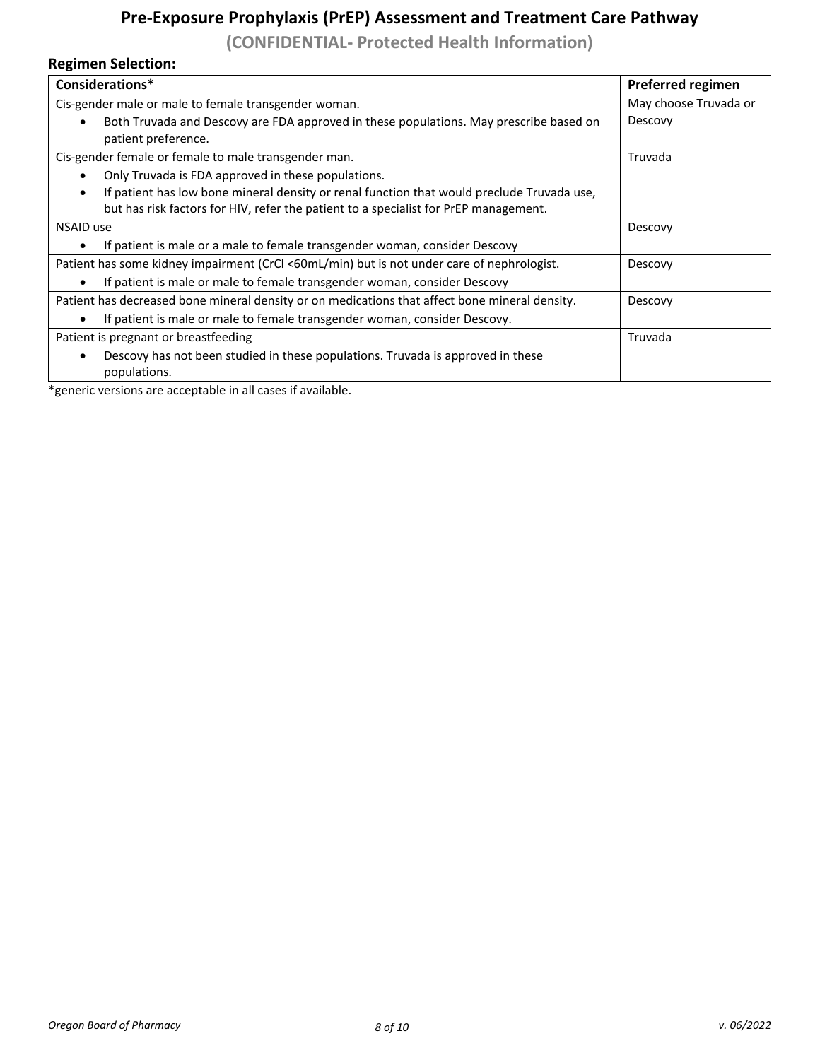# Pre-Exposure Prophylaxis (PrEP) Assessment and Treatment Care Pathway

## (CONFIDENTIAL- Protected Health Information)

### Regimen Selection:

| Considerations* | Preferred regimen |
|---|---|
| Cis-gender male or male to female transgender woman.<br>• Both Truvada and Descovy are FDA approved in these populations. May prescribe based on patient preference. | May choose Truvada or Descovy |
| Cis-gender female or female to male transgender man.<br>• Only Truvada is FDA approved in these populations.<br>• If patient has low bone mineral density or renal function that would preclude Truvada use, but has risk factors for HIV, refer the patient to a specialist for PrEP management. | Truvada |
| NSAID use<br>• If patient is male or a male to female transgender woman, consider Descovy | Descovy |
| Patient has some kidney impairment (CrCl <60mL/min) but is not under care of nephrologist.<br>• If patient is male or male to female transgender woman, consider Descovy | Descovy |
| Patient has decreased bone mineral density or on medications that affect bone mineral density.<br>• If patient is male or male to female transgender woman, consider Descovy. | Descovy |
| Patient is pregnant or breastfeeding<br>• Descovy has not been studied in these populations. Truvada is approved in these populations. | Truvada |

*generic versions are acceptable in all cases if available.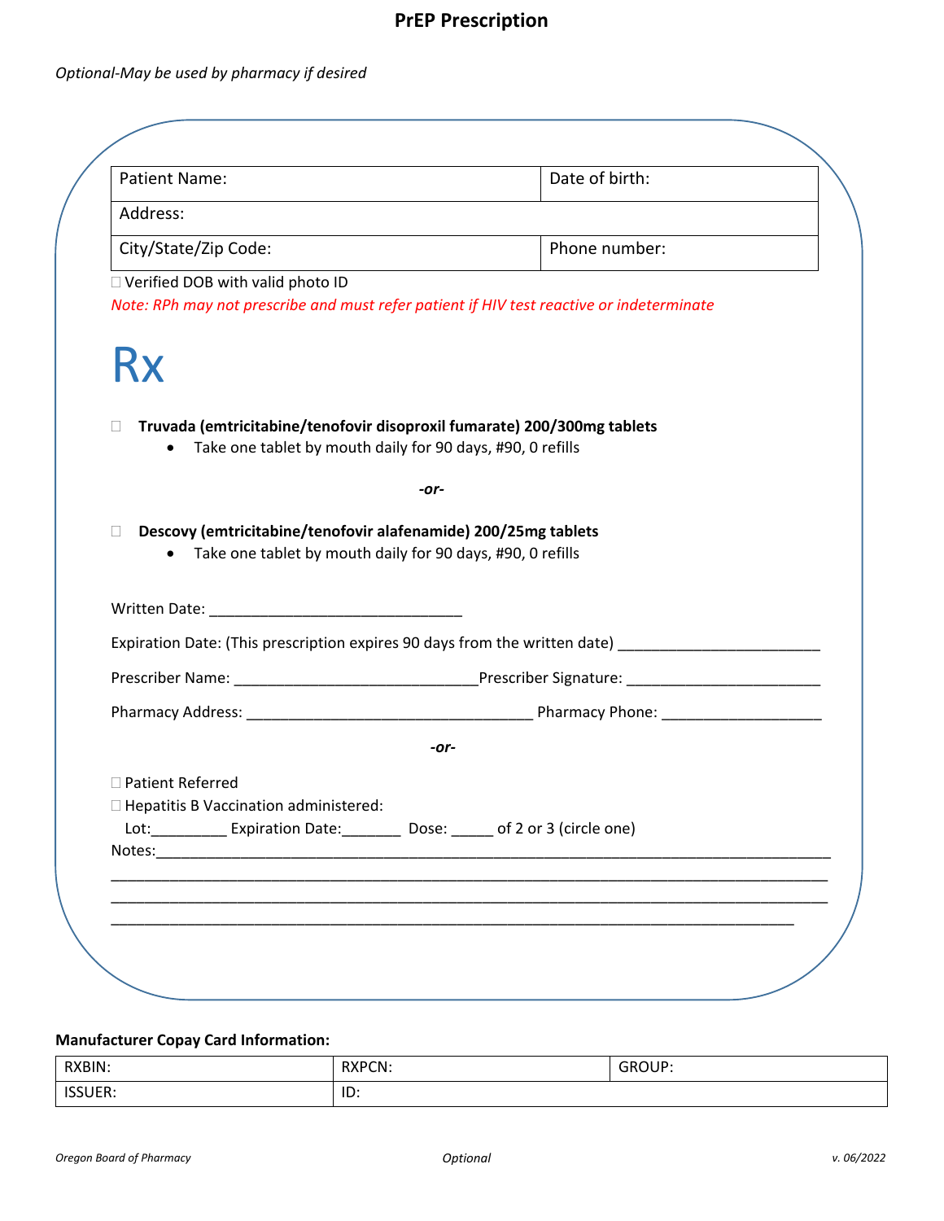# PrEP Prescription

*Optional-May be used by pharmacy if desired*

| Patient Name: | Date of birth: |
|---|---|
| Address: | |
| City/State/Zip Code: | Phone number: |

☐ Verified DOB with valid photo ID

*Note: RPh may not prescribe and must refer patient if HIV test reactive or indeterminate*

# Rx

☐ **Truvada (emtricitabine/tenofovir disoproxil fumarate) 200/300mg tablets**

- Take one tablet by mouth daily for 90 days, #90, 0 refills

***-or-***

☐ **Descovy (emtricitabine/tenofovir alafenamide) 200/25mg tablets**

- Take one tablet by mouth daily for 90 days, #90, 0 refills

Written Date: ______________________________

Expiration Date: (This prescription expires 90 days from the written date) ________________________

Prescriber Name: _____________________________Prescriber Signature: _______________________

Pharmacy Address: __________________________________ Pharmacy Phone: ___________________

***-or-***

☐ Patient Referred

☐ Hepatitis B Vaccination administered:

Lot:_________ Expiration Date:_______ Dose: _____ of 2 or 3 (circle one)

Notes:_____________________________________________________________________________________

______________________________________________________________________________________________

______________________________________________________________________________________________

____________________________________________________________________________________________

**Manufacturer Copay Card Information:**

| RXBIN: | RXPCN: | GROUP: |
|---|---|---|
| ISSUER: | ID: | |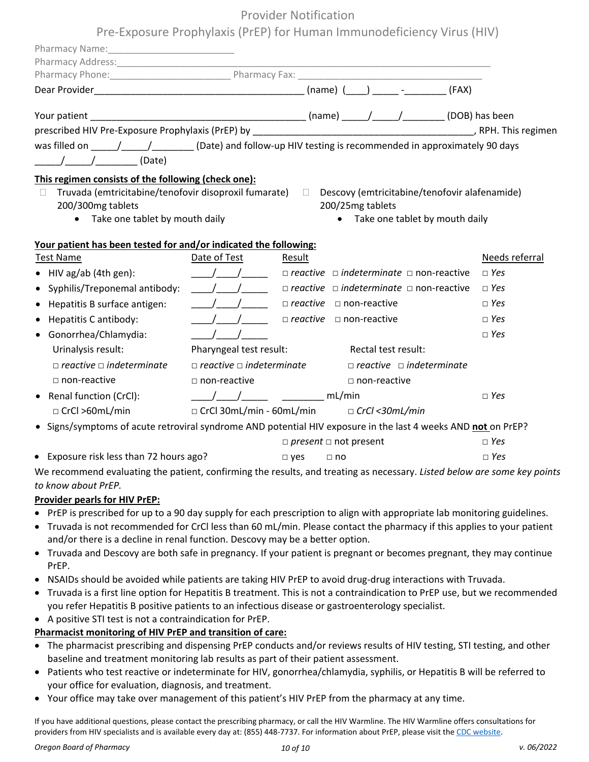# Provider Notification

## Pre-Exposure Prophylaxis (PrEP) for Human Immunodeficiency Virus (HIV)

Pharmacy Name:________________________

Pharmacy Address:_____________________________________________________________________________

Pharmacy Phone:_______________________ Pharmacy Fax: ____________________________________

Dear Provider_________________________________________ (name) (____) _____ -________ (FAX)

Your patient _________________________________________ (name) _____/_____/________ (DOB) has been prescribed HIV Pre-Exposure Prophylaxis (PrEP) by ____________________________________________, RPH. This regimen was filled on _____/_____/________ (Date) and follow-up HIV testing is recommended in approximately 90 days _____/_____/________ (Date)

**This regimen consists of the following (check one):**

- ☐ Truvada (emtricitabine/tenofovir disoproxil fumarate) 200/300mg tablets
  - Take one tablet by mouth daily
- ☐ Descovy (emtricitabine/tenofovir alafenamide) 200/25mg tablets
  - Take one tablet by mouth daily

**Your patient has been tested for and/or indicated the following:**

| Test Name | Date of Test | Result | | | Needs referral |
|---|---|---|---|---|---|
| • HIV ag/ab (4th gen): | ____/____/_____ | □ *reactive* | □ *indeterminate* | □ non-reactive | □ *Yes* |
| • Syphilis/Treponemal antibody: | ____/____/_____ | □ *reactive* | □ *indeterminate* | □ non-reactive | □ *Yes* |
| • Hepatitis B surface antigen: | ____/____/_____ | □ *reactive* | □ non-reactive | | □ *Yes* |
| • Hepatitis C antibody: | ____/____/_____ | □ *reactive* | □ non-reactive | | □ *Yes* |
| • Gonorrhea/Chlamydia: | ____/____/_____ | | | | □ *Yes* |
| Urinalysis result: □ *reactive* □ *indeterminate* □ non-reactive | Pharyngeal test result: □ *reactive* □ *indeterminate* □ non-reactive | Rectal test result: □ *reactive* □ *indeterminate* □ non-reactive | | | |
| • Renal function (CrCl): | ____/____/_____ | ________ mL/min | | | □ *Yes* |
| □ CrCl >60mL/min | □ CrCl 30mL/min - 60mL/min | □ *CrCl <30mL/min* | | | |

- Signs/symptoms of acute retroviral syndrome AND potential HIV exposure in the last 4 weeks AND **not** on PrEP? □ *present* □ not present — □ *Yes*
- Exposure risk less than 72 hours ago? □ yes □ no — □ *Yes*

We recommend evaluating the patient, confirming the results, and treating as necessary. *Listed below are some key points to know about PrEP.*

**Provider pearls for HIV PrEP:**

- PrEP is prescribed for up to a 90 day supply for each prescription to align with appropriate lab monitoring guidelines.
- Truvada is not recommended for CrCl less than 60 mL/min. Please contact the pharmacy if this applies to your patient and/or there is a decline in renal function. Descovy may be a better option.
- Truvada and Descovy are both safe in pregnancy. If your patient is pregnant or becomes pregnant, they may continue PrEP.
- NSAIDs should be avoided while patients are taking HIV PrEP to avoid drug-drug interactions with Truvada.
- Truvada is a first line option for Hepatitis B treatment. This is not a contraindication to PrEP use, but we recommended you refer Hepatitis B positive patients to an infectious disease or gastroenterology specialist.
- A positive STI test is not a contraindication for PrEP.

**Pharmacist monitoring of HIV PrEP and transition of care:**

- The pharmacist prescribing and dispensing PrEP conducts and/or reviews results of HIV testing, STI testing, and other baseline and treatment monitoring lab results as part of their patient assessment.
- Patients who test reactive or indeterminate for HIV, gonorrhea/chlamydia, syphilis, or Hepatitis B will be referred to your office for evaluation, diagnosis, and treatment.
- Your office may take over management of this patient's HIV PrEP from the pharmacy at any time.

If you have additional questions, please contact the prescribing pharmacy, or call the HIV Warmline. The HIV Warmline offers consultations for providers from HIV specialists and is available every day at: (855) 448-7737. For information about PrEP, please visit the CDC website.

*Oregon Board of Pharmacy* *v. 06/2022*